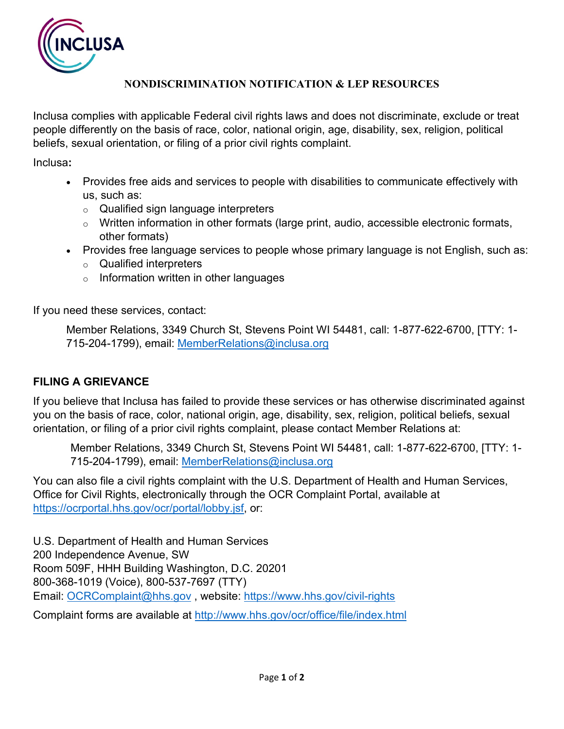## NONDISCRIMINATION NOTIFICATION & LEP RESOURCES

Inclusa complies with applicable Federal civil rights laws and does not discriminate, exclude or treat people differently on the basis of race, color, national origin, age, disability, sex, religion, political beliefs, sexual orientation, or filing of a prior civil rights complaint.

Inclusa**:**

- Provides free aids and services to people with disabilities to communicate effectively with us, such as:
  - Qualified sign language interpreters
  - Written information in other formats (large print, audio, accessible electronic formats, other formats)
- Provides free language services to people whose primary language is not English, such as:
  - Qualified interpreters
  - Information written in other languages

If you need these services, contact:

> Member Relations, 3349 Church St, Stevens Point WI 54481, call: 1-877-622-6700, [TTY: 1-715-204-1799), email: MemberRelations@inclusa.org

### FILING A GRIEVANCE

If you believe that Inclusa has failed to provide these services or has otherwise discriminated against you on the basis of race, color, national origin, age, disability, sex, religion, political beliefs, sexual orientation, or filing of a prior civil rights complaint, please contact Member Relations at:

> Member Relations, 3349 Church St, Stevens Point WI 54481, call: 1-877-622-6700, [TTY: 1-715-204-1799), email: MemberRelations@inclusa.org

You can also file a civil rights complaint with the U.S. Department of Health and Human Services, Office for Civil Rights, electronically through the OCR Complaint Portal, available at https://ocrportal.hhs.gov/ocr/portal/lobby.jsf, or:

U.S. Department of Health and Human Services
200 Independence Avenue, SW
Room 509F, HHH Building Washington, D.C. 20201
800-368-1019 (Voice), 800-537-7697 (TTY)
Email: OCRComplaint@hhs.gov , website: https://www.hhs.gov/civil-rights

Complaint forms are available at http://www.hhs.gov/ocr/office/file/index.html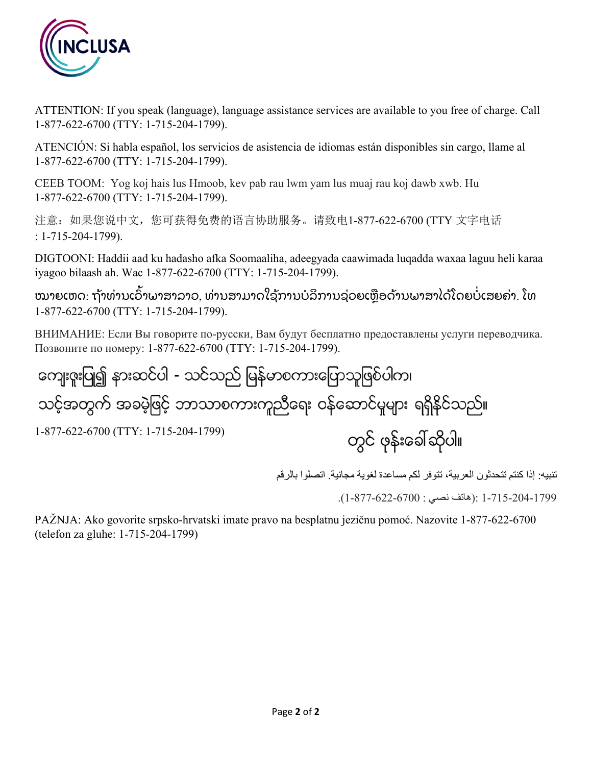ATTENTION: If you speak (language), language assistance services are available to you free of charge. Call 1-877-622-6700 (TTY: 1-715-204-1799).

ATENCIÓN: Si habla español, los servicios de asistencia de idiomas están disponibles sin cargo, llame al 1-877-622-6700 (TTY: 1-715-204-1799).

CEEB TOOM: Yog koj hais lus Hmoob, kev pab rau lwm yam lus muaj rau koj dawb xwb. Hu 1-877-622-6700 (TTY: 1-715-204-1799).

注意：如果您说中文，您可获得免费的语言协助服务。请致电1-877-622-6700 (TTY 文字电话 : 1-715-204-1799).

DIGTOONI: Haddii aad ku hadasho afka Soomaaliha, adeegyada caawimada luqadda waxaa laguu heli karaa iyagoo bilaash ah. Wac 1-877-622-6700 (TTY: 1-715-204-1799).

ໝາຍເຫດ: ຖ້າທ່ານເວົ້າພາສາລາວ, ທ່ານສາມາດໃຊ້ການບໍລິການຊ່ວຍເຫຼືອດ້ານພາສາໄດ້ໂດຍບໍ່ເສຍຄ່າ. ໂທ 1-877-622-6700 (TTY: 1-715-204-1799).

ВНИМАНИЕ: Если Вы говорите по-русски, Вам будут бесплатно предоставлены услуги переводчика. Позвоните по номеру: 1-877-622-6700 (TTY: 1-715-204-1799).

ကျေးဇူးပြု၍ နားဆင်ပါ - သင်သည် မြန်မာစကားပြောသူဖြစ်ပါက၊ သင့်အတွက် အခမဲ့ဖြင့် ဘာသာစကားကူညီရေး ဝန်ဆောင်မှုများ ရရှိနိုင်သည်။ 1-877-622-6700 (TTY: 1-715-204-1799) တွင် ဖုန်းခေါ်ဆိုပါ။

تنبيه: إذا كنتم تتحدثون العربية، تتوفر لكم مساعدة لغوية مجانية. اتصلوا بالرقم

1-877-622-6700 (هاتف نصي : 1-715-204-1799).

PAŽNJA: Ako govorite srpsko-hrvatski imate pravo na besplatnu jezičnu pomoć. Nazovite 1-877-622-6700 (telefon za gluhe: 1-715-204-1799)